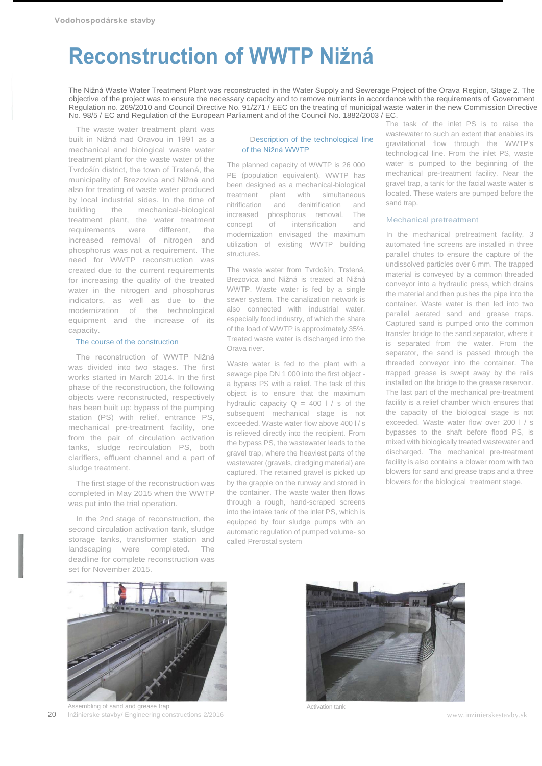# Reconstruction of WWTP Nižná

The Nižná Waste Water Treatment Plant was reconstructed in the Water Supply and Sewerage Project of the Orava Region, Stage 2. The objective of the project was to ensure the necessary capacity and to remove nutrients in accordance with the requirements of Government Regulation no. 269/2010 and Council Directive No. 91/271 / EEC on the treating of municipal waste water in the new Commission Directive No. 98/5 / EC and Regulation of the European Parliament and of the Council No. 1882/2003 / EC.

The waste water treatment plant was built in Nižná nad Oravou in 1991 as a mechanical and biological waste water treatment plant for the waste water of the Tvrdošín district, the town of Trstená, the municipality of Brezovica and Nižná and also for treating of waste water produced by local industrial sides. In the time of building the mechanical-biological treatment plant, the water treatment requirements were different, the increased removal of nitrogen and phosphorus was not a requirement. The need for WWTP reconstruction was created due to the current requirements for increasing the quality of the treated water in the nitrogen and phosphorus indicators, as well as due to the modernization of the technological equipment and the increase of its capacity.

## The course of the construction

The reconstruction of WWTP Nižná was divided into two stages. The first works started in March 2014. In the first phase of the reconstruction, the following objects were reconstructed, respectively has been built up: bypass of the pumping station (PS) with relief, entrance PS, mechanical pre-treatment facility, one from the pair of circulation activation tanks, sludge recirculation PS, both clarifiers, effluent channel and a part of sludge treatment.

The first stage of the reconstruction was completed in May 2015 when the WWTP was put into the trial operation.

In the 2nd stage of reconstruction, the second circulation activation tank, sludge storage tanks, transformer station and landscaping were completed. The deadline for complete reconstruction was set for November 2015.

## Description of the technological line of the Nižná WWTP

The planned capacity of WWTP is 26 000 PE (population equivalent). WWTP has been designed as a mechanical-biological treatment plant with simultaneous nitrification and denitrification and increased phosphorus removal. The concept of intensification and modernization envisaged the maximum utilization of existing WWTP building structures.

The waste water from Tvrdošín, Trstená, Brezovica and Nižná is treated at Nižná WWTP. Waste water is fed by a single sewer system. The canalization network is also connected with industrial water, especially food industry, of which the share of the load of WWTP is approximately 35%. Treated waste water is discharged into the Orava river.

Waste water is fed to the plant with a sewage pipe DN 1 000 into the first object - a bypass PS with a relief. The task of this object is to ensure that the maximum hydraulic capacity Q = 400 l / s of the subsequent mechanical stage is not exceeded. Waste water flow above 400 l / s is relieved directly into the recipient. From the bypass PS, the wastewater leads to the gravel trap, where the heaviest parts of the wastewater (gravels, dredging material) are captured. The retained gravel is picked up by the grapple on the runway and stored in the container. The waste water then flows through a rough, hand-scraped screens into the intake tank of the inlet PS, which is equipped by four sludge pumps with an automatic regulation of pumped volume- so called Prerostal system

The task of the inlet PS is to raise the wastewater to such an extent that enables its gravitational flow through the WWTP's technological line. From the inlet PS, waste water is pumped to the beginning of the mechanical pre-treatment facility. Near the gravel trap, a tank for the facial waste water is located. These waters are pumped before the sand trap.

## Mechanical pretreatment

In the mechanical pretreatment facility, 3 automated fine screens are installed in three parallel chutes to ensure the capture of the undissolved particles over 6 mm. The trapped material is conveyed by a common threaded conveyor into a hydraulic press, which drains the material and then pushes the pipe into the container. Waste water is then led into two parallel aerated sand and grease traps. Captured sand is pumped onto the common transfer bridge to the sand separator, where it is separated from the water. From the separator, the sand is passed through the threaded conveyor into the container. The trapped grease is swept away by the rails installed on the bridge to the grease reservoir. The last part of the mechanical pre-treatment facility is a relief chamber which ensures that the capacity of the biological stage is not exceeded. Waste water flow over 200 l / s bypasses to the shaft before flood PS, is mixed with biologically treated wastewater and discharged. The mechanical pre-treatment facility is also contains a blower room with two blowers for sand and grease traps and a three blowers for the biological treatment stage.

Assembling of sand and grease trap

Activation tank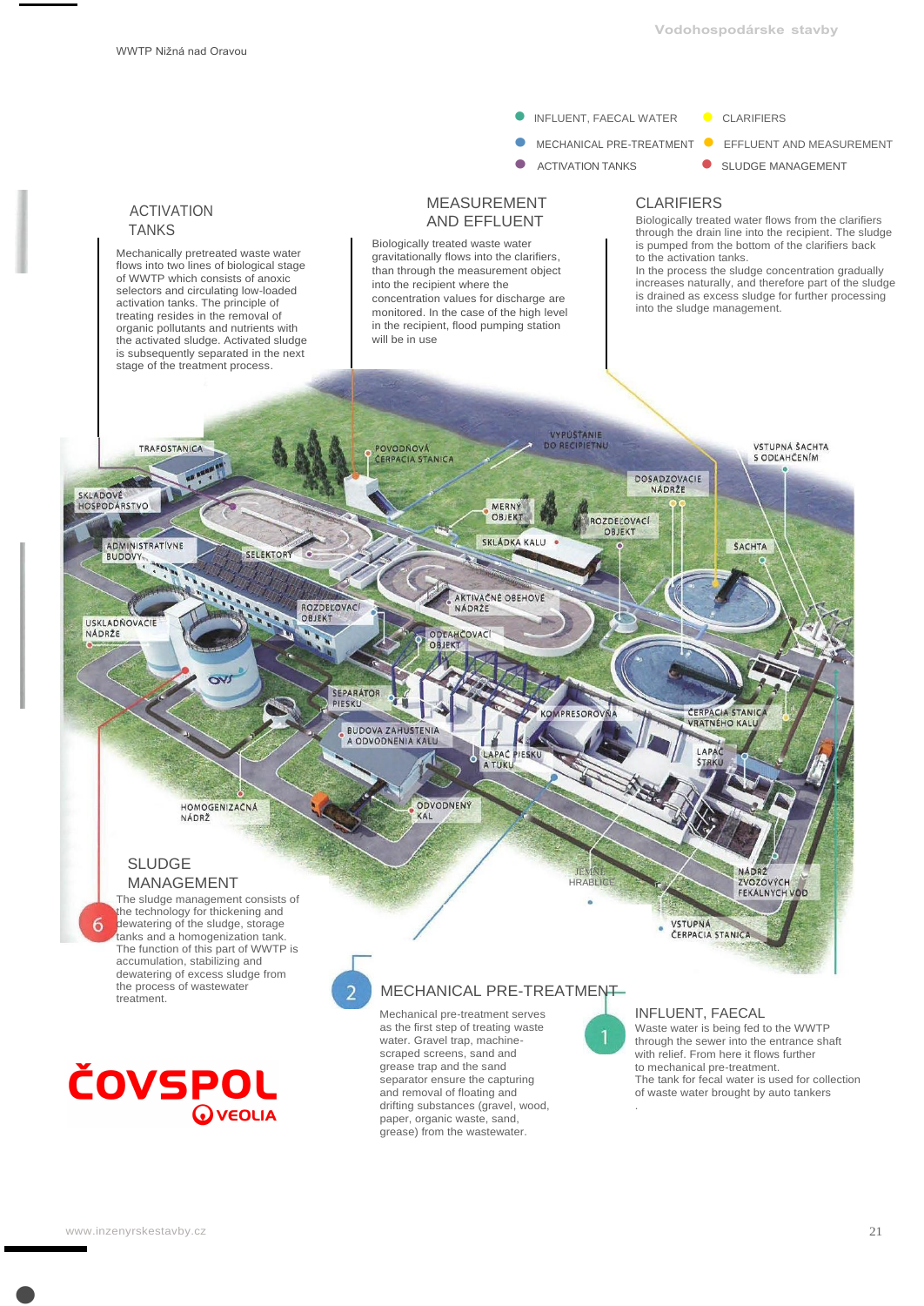WWTP Nižná nad Oravou

- INFLUENT, FAECAL WATER
- CLARIFIERS
- MECHANICAL PRE-TREATMENT
- EFFLUENT AND MEASUREMENT
- ACTIVATION TANKS
- SLUDGE MANAGEMENT

## ACTIVATION TANKS

Mechanically pretreated waste water flows into two lines of biological stage of WWTP which consists of anoxic selectors and circulating low-loaded activation tanks. The principle of treating resides in the removal of organic pollutants and nutrients with the activated sludge. Activated sludge is subsequently separated in the next stage of the treatment process.

## MEASUREMENT AND EFFLUENT

Biologically treated waste water gravitationally flows into the clarifiers, than through the measurement object into the recipient where the concentration values for discharge are monitored. In the case of the high level in the recipient, flood pumping station will be in use

## CLARIFIERS

Biologically treated water flows from the clarifiers through the drain line into the recipient. The sludge is pumped from the bottom of the clarifiers back to the activation tanks.
In the process the sludge concentration gradually increases naturally, and therefore part of the sludge is drained as excess sludge for further processing into the sludge management.

TRAFOSTANICA
POVODŇOVÁ ČERPACIA STANICA
VYPÚŠŤANIE DO RECIPIENTU
VSTUPNÁ ŠACHTA S ODĽAHČENÍM
SKLADOVÉ HOSPODÁRSTVO
DOSADZOVACIE NÁDRŽE
MERNÝ OBJEKT
ROZDEĽOVACÍ OBJEKT
ADMINISTRATÍVNE BUDOVY
SELEKTORY
SKLÁDKA KALU
ŠACHTA
AKTIVAČNÉ OBEHOVÉ NÁDRŽE
USKLADŇOVACIE NÁDRŽE
ROZDEĽOVACÍ OBJEKT
ODĽAHČOVACÍ OBJEKT
SEPARÁTOR PIESKU
KOMPRESOROVŇA
ČERPACIA STANICA VRATNÉHO KALU
BUDOVA ZAHUSTENIA A ODVODNENIA KALU
LAPAČ PIESKU A TUKU
LAPAČ ŠTRKU
HOMOGENIZAČNÁ NÁDRŽ
ODVODNENÝ KAL
JEMNÉ HRABLICE
NÁDRŽ ZVOZOVÝCH FEKÁLNYCH VÔD
VSTUPNÁ ČERPACIA STANICA

## SLUDGE MANAGEMENT

6

The sludge management consists of the technology for thickening and dewatering of the sludge, storage tanks and a homogenization tank. The function of this part of WWTP is accumulation, stabilizing and dewatering of excess sludge from the process of wastewater treatment.

## MECHANICAL PRE-TREATMENT

2

Mechanical pre-treatment serves as the first step of treating waste water. Gravel trap, machine-scraped screens, sand and grease trap and the sand separator ensure the capturing and removal of floating and drifting substances (gravel, wood, paper, organic waste, sand, grease) from the wastewater.

## INFLUENT, FAECAL

1

Waste water is being fed to the WWTP through the sewer into the entrance shaft with relief. From here it flows further to mechanical pre-treatment.
The tank for fecal water is used for collection of waste water brought by auto tankers
.

ČOVSPOL
VEOLIA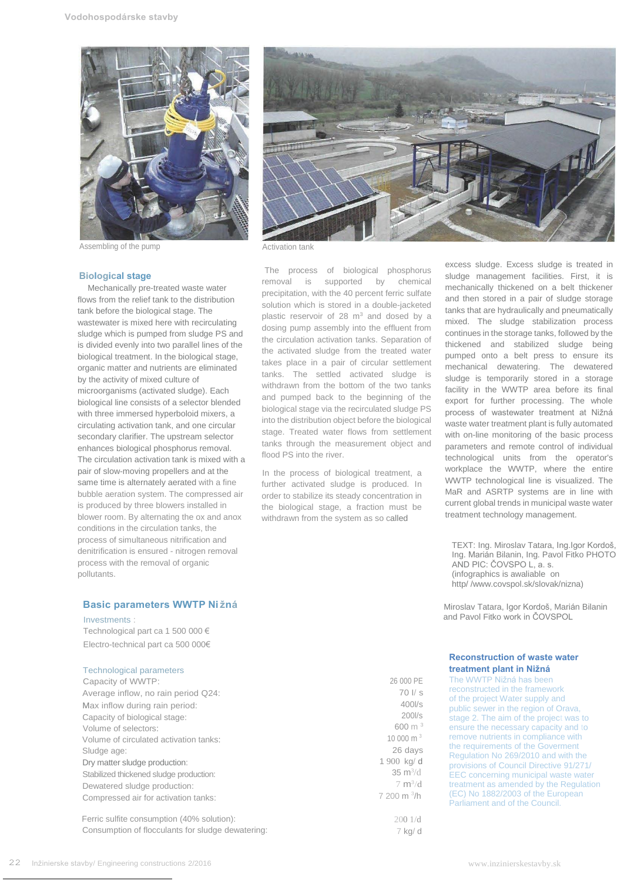Assembling of the pump

Activation tank

## Biological stage

Mechanically pre-treated waste water flows from the relief tank to the distribution tank before the biological stage. The wastewater is mixed here with recirculating sludge which is pumped from sludge PS and is divided evenly into two parallel lines of the biological treatment. In the biological stage, organic matter and nutrients are eliminated by the activity of mixed culture of microorganisms (activated sludge). Each biological line consists of a selector blended with three immersed hyperboloid mixers, a circulating activation tank, and one circular secondary clarifier. The upstream selector enhances biological phosphorus removal. The circulation activation tank is mixed with a pair of slow-moving propellers and at the same time is alternately aerated with a fine bubble aeration system. The compressed air is produced by three blowers installed in blower room. By alternating the ox and anox conditions in the circulation tanks, the process of simultaneous nitrification and denitrification is ensured - nitrogen removal process with the removal of organic pollutants.

The process of biological phosphorus removal is supported by chemical precipitation, with the 40 percent ferric sulfate solution which is stored in a double-jacketed plastic reservoir of 28 m$^3$ and dosed by a dosing pump assembly into the effluent from the circulation activation tanks. Separation of the activated sludge from the treated water takes place in a pair of circular settlement tanks. The settled activated sludge is withdrawn from the bottom of the two tanks and pumped back to the beginning of the biological stage via the recirculated sludge PS into the distribution object before the biological stage. Treated water flows from settlement tanks through the measurement object and flood PS into the river.

In the process of biological treatment, a further activated sludge is produced. In order to stabilize its steady concentration in the biological stage, a fraction must be withdrawn from the system as so called excess sludge. Excess sludge is treated in sludge management facilities. First, it is mechanically thickened on a belt thickener and then stored in a pair of sludge storage tanks that are hydraulically and pneumatically mixed. The sludge stabilization process continues in the storage tanks, followed by the thickened and stabilized sludge being pumped onto a belt press to ensure its mechanical dewatering. The dewatered sludge is temporarily stored in a storage facility in the WWTP area before its final export for further processing. The whole process of wastewater treatment at Nižná waste water treatment plant is fully automated with on-line monitoring of the basic process parameters and remote control of individual technological units from the operator's workplace the WWTP, where the entire WWTP technological line is visualized. The MaR and ASRTP systems are in line with current global trends in municipal waste water treatment technology management.

TEXT: Ing. Miroslav Tatara, Ing.Igor Kordoš, Ing. Marián Bilanin, Ing. Pavol Fitko PHOTO AND PIC: ČOVSPO L, a. s.
(infographics is awaliable on http/ /www.covspol.sk/slovak/nizna)

Miroslav Tatara, Igor Kordoš, Marián Bilanin and Pavol Fitko work in ČOVSPOL

## Basic parameters WWTP Nižná

**Investments :**

Technological part ca 1 500 000 €

Electro-technical part ca 500 000€

**Technological parameters**

| | |
|---|---|
| Capacity of WWTP: | 26 000 PE |
| Average inflow, no rain period Q24: | 70 l/ s |
| Max inflow during rain period: | 400l/s |
| Capacity of biological stage: | 200l/s |
| Volume of selectors: | 600 m$^3$ |
| Volume of circulated activation tanks: | 10 000 m$^3$ |
| Sludge age: | 26 days |
| Dry matter sludge production: | 1 900 kg/ d |
| Stabilized thickened sludge production: | 35 m$^3$/d |
| Dewatered sludge production: | 7 m$^3$/d |
| Compressed air for activation tanks: | 7 200 m$^3$/h |
| Ferric sulfite consumption (40% solution): | 200 1/d |
| Consumption of flocculants for sludge dewatering: | 7 kg/ d |

## Reconstruction of waste water treatment plant in Nižná

The WWTP Nižná has been reconstructed in the framework of the project Water supply and public sewer in the region of Orava, stage 2. The aim of the project was to ensure the necessary capacity and to remove nutrients in compliance with the requirements of the Goverment Regulation No 269/2010 and with the provisions of Council Directive 91/271/ EEC concerning municipal waste water treatment as amended by the Regulation (EC) No 1882/2003 of the European Parliament and of the Council.